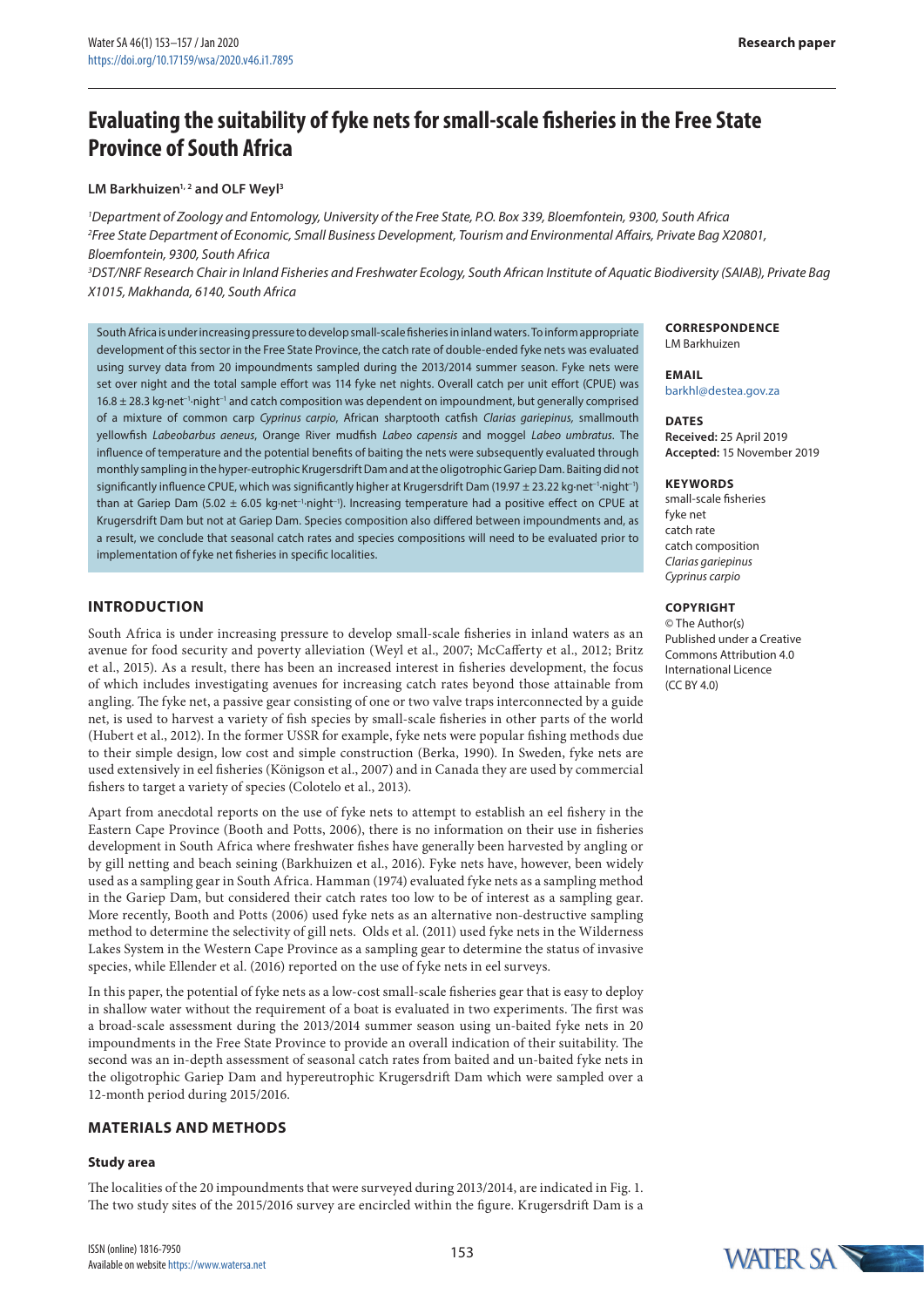# Evaluating the suitability of fyke nets for small-scale fisheries in the Free State Province of South Africa

**LM Barkhuizen[1,2] and OLF Weyl[3]**

*[1]Department of Zoology and Entomology, University of the Free State, P.O. Box 339, Bloemfontein, 9300, South Africa*
*[2]Free State Department of Economic, Small Business Development, Tourism and Environmental Affairs, Private Bag X20801, Bloemfontein, 9300, South Africa*
*[3]DST/NRF Research Chair in Inland Fisheries and Freshwater Ecology, South African Institute of Aquatic Biodiversity (SAIAB), Private Bag X1015, Makhanda, 6140, South Africa*

South Africa is under increasing pressure to develop small-scale fisheries in inland waters. To inform appropriate development of this sector in the Free State Province, the catch rate of double-ended fyke nets was evaluated using survey data from 20 impoundments sampled during the 2013/2014 summer season. Fyke nets were set over night and the total sample effort was 114 fyke net nights. Overall catch per unit effort (CPUE) was 16.8 ± 28.3 $kg \cdot net^{-1} \cdot night^{-1}$ and catch composition was dependent on impoundment, but generally comprised of a mixture of common carp *Cyprinus carpio*, African sharptooth catfish *Clarias gariepinus*, smallmouth yellowfish *Labeobarbus aeneus*, Orange River mudfish *Labeo capensis* and moggel *Labeo umbratus*. The influence of temperature and the potential benefits of baiting the nets were subsequently evaluated through monthly sampling in the hyper-eutrophic Krugersdrift Dam and at the oligotrophic Gariep Dam. Baiting did not significantly influence CPUE, which was significantly higher at Krugersdrift Dam (19.97 ± 23.22 $kg \cdot net^{-1} \cdot night^{-1}$) than at Gariep Dam (5.02 ± 6.05 $kg \cdot net^{-1} \cdot night^{-1}$). Increasing temperature had a positive effect on CPUE at Krugersdrift Dam but not at Gariep Dam. Species composition also differed between impoundments and, as a result, we conclude that seasonal catch rates and species compositions will need to be evaluated prior to implementation of fyke net fisheries in specific localities.

**CORRESPONDENCE**
LM Barkhuizen

**EMAIL**
barkhl@destea.gov.za

**DATES**
**Received:** 25 April 2019
**Accepted:** 15 November 2019

**KEYWORDS**
small-scale fisheries
fyke net
catch rate
catch composition
*Clarias gariepinus*
*Cyprinus carpio*

**COPYRIGHT**
© The Author(s)
Published under a Creative Commons Attribution 4.0 International Licence (CC BY 4.0)

## INTRODUCTION

South Africa is under increasing pressure to develop small-scale fisheries in inland waters as an avenue for food security and poverty alleviation (Weyl et al., 2007; McCafferty et al., 2012; Britz et al., 2015). As a result, there has been an increased interest in fisheries development, the focus of which includes investigating avenues for increasing catch rates beyond those attainable from angling. The fyke net, a passive gear consisting of one or two valve traps interconnected by a guide net, is used to harvest a variety of fish species by small-scale fisheries in other parts of the world (Hubert et al., 2012). In the former USSR for example, fyke nets were popular fishing methods due to their simple design, low cost and simple construction (Berka, 1990). In Sweden, fyke nets are used extensively in eel fisheries (Königson et al., 2007) and in Canada they are used by commercial fishers to target a variety of species (Colotelo et al., 2013).

Apart from anecdotal reports on the use of fyke nets to attempt to establish an eel fishery in the Eastern Cape Province (Booth and Potts, 2006), there is no information on their use in fisheries development in South Africa where freshwater fishes have generally been harvested by angling or by gill netting and beach seining (Barkhuizen et al., 2016). Fyke nets have, however, been widely used as a sampling gear in South Africa. Hamman (1974) evaluated fyke nets as a sampling method in the Gariep Dam, but considered their catch rates too low to be of interest as a sampling gear. More recently, Booth and Potts (2006) used fyke nets as an alternative non-destructive sampling method to determine the selectivity of gill nets. Olds et al. (2011) used fyke nets in the Wilderness Lakes System in the Western Cape Province as a sampling gear to determine the status of invasive species, while Ellender et al. (2016) reported on the use of fyke nets in eel surveys.

In this paper, the potential of fyke nets as a low-cost small-scale fisheries gear that is easy to deploy in shallow water without the requirement of a boat is evaluated in two experiments. The first was a broad-scale assessment during the 2013/2014 summer season using un-baited fyke nets in 20 impoundments in the Free State Province to provide an overall indication of their suitability. The second was an in-depth assessment of seasonal catch rates from baited and un-baited fyke nets in the oligotrophic Gariep Dam and hypereutrophic Krugersdrift Dam which were sampled over a 12-month period during 2015/2016.

## MATERIALS AND METHODS

### Study area

The localities of the 20 impoundments that were surveyed during 2013/2014, are indicated in Fig. 1. The two study sites of the 2015/2016 survey are encircled within the figure. Krugersdrift Dam is a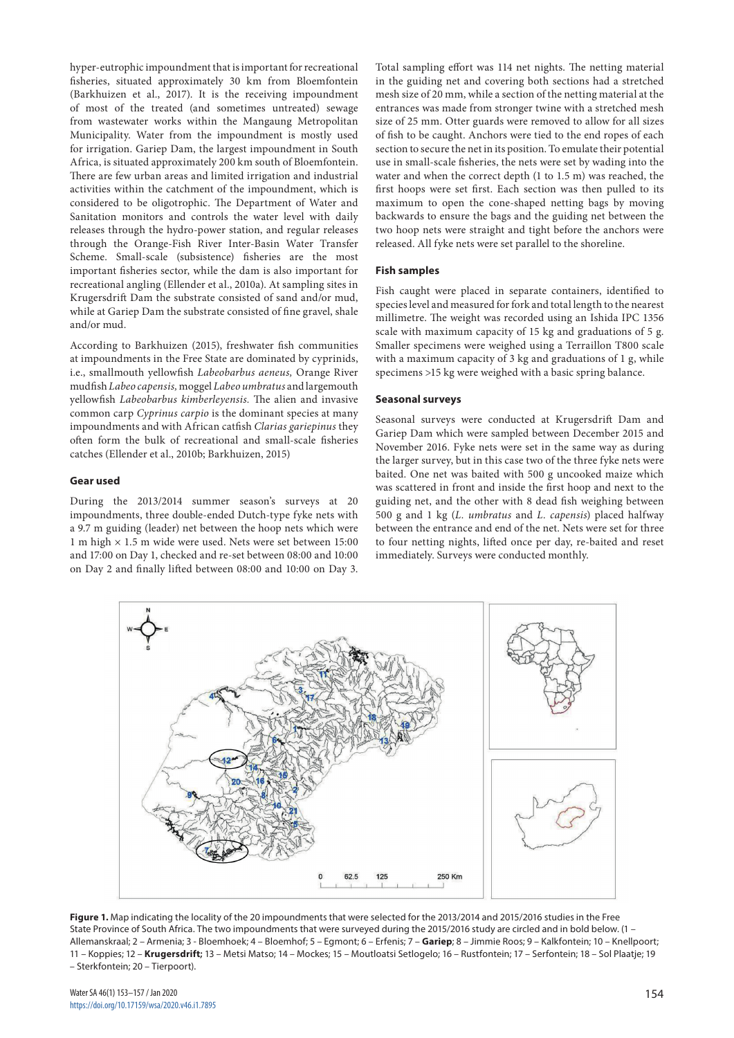hyper-eutrophic impoundment that is important for recreational fisheries, situated approximately 30 km from Bloemfontein (Barkhuizen et al., 2017). It is the receiving impoundment of most of the treated (and sometimes untreated) sewage from wastewater works within the Mangaung Metropolitan Municipality. Water from the impoundment is mostly used for irrigation. Gariep Dam, the largest impoundment in South Africa, is situated approximately 200 km south of Bloemfontein. There are few urban areas and limited irrigation and industrial activities within the catchment of the impoundment, which is considered to be oligotrophic. The Department of Water and Sanitation monitors and controls the water level with daily releases through the hydro-power station, and regular releases through the Orange-Fish River Inter-Basin Water Transfer Scheme. Small-scale (subsistence) fisheries are the most important fisheries sector, while the dam is also important for recreational angling (Ellender et al., 2010a). At sampling sites in Krugersdrift Dam the substrate consisted of sand and/or mud, while at Gariep Dam the substrate consisted of fine gravel, shale and/or mud.

According to Barkhuizen (2015), freshwater fish communities at impoundments in the Free State are dominated by cyprinids, i.e., smallmouth yellowfish *Labeobarbus aeneus*, Orange River mudfish *Labeo capensis*, moggel *Labeo umbratus* and largemouth yellowfish *Labeobarbus kimberleyensis*. The alien and invasive common carp *Cyprinus carpio* is the dominant species at many impoundments and with African catfish *Clarias gariepinus* they often form the bulk of recreational and small-scale fisheries catches (Ellender et al., 2010b; Barkhuizen, 2015)

### Gear used

During the 2013/2014 summer season's surveys at 20 impoundments, three double-ended Dutch-type fyke nets with a 9.7 m guiding (leader) net between the hoop nets which were 1 m high × 1.5 m wide were used. Nets were set between 15:00 and 17:00 on Day 1, checked and re-set between 08:00 and 10:00 on Day 2 and finally lifted between 08:00 and 10:00 on Day 3. Total sampling effort was 114 net nights. The netting material in the guiding net and covering both sections had a stretched mesh size of 20 mm, while a section of the netting material at the entrances was made from stronger twine with a stretched mesh size of 25 mm. Otter guards were removed to allow for all sizes of fish to be caught. Anchors were tied to the end ropes of each section to secure the net in its position. To emulate their potential use in small-scale fisheries, the nets were set by wading into the water and when the correct depth (1 to 1.5 m) was reached, the first hoops were set first. Each section was then pulled to its maximum to open the cone-shaped netting bags by moving backwards to ensure the bags and the guiding net between the two hoop nets were straight and tight before the anchors were released. All fyke nets were set parallel to the shoreline.

### Fish samples

Fish caught were placed in separate containers, identified to species level and measured for fork and total length to the nearest millimetre. The weight was recorded using an Ishida IPC 1356 scale with maximum capacity of 15 kg and graduations of 5 g. Smaller specimens were weighed using a Terraillon T800 scale with a maximum capacity of 3 kg and graduations of 1 g, while specimens >15 kg were weighed with a basic spring balance.

### Seasonal surveys

Seasonal surveys were conducted at Krugersdrift Dam and Gariep Dam which were sampled between December 2015 and November 2016. Fyke nets were set in the same way as during the larger survey, but in this case two of the three fyke nets were baited. One net was baited with 500 g uncooked maize which was scattered in front and inside the first hoop and next to the guiding net, and the other with 8 dead fish weighing between 500 g and 1 kg (*L. umbratus* and *L. capensis*) placed halfway between the entrance and end of the net. Nets were set for three to four netting nights, lifted once per day, re-baited and reset immediately. Surveys were conducted monthly.

**Figure 1.** Map indicating the locality of the 20 impoundments that were selected for the 2013/2014 and 2015/2016 studies in the Free State Province of South Africa. The two impoundments that were surveyed during the 2015/2016 study are circled and in bold below. (1 – Allemanskraal; 2 – Armenia; 3 - Bloemhoek; 4 – Bloemhof; 5 – Egmont; 6 – Erfenis; 7 – **Gariep**; 8 – Jimmie Roos; 9 – Kalkfontein; 10 – Knellpoort; 11 – Koppies; 12 – **Krugersdrift;** 13 – Metsi Matso; 14 – Mockes; 15 – Moutloatsi Setlogelo; 16 – Rustfontein; 17 – Serfontein; 18 – Sol Plaatje; 19 – Sterkfontein; 20 – Tierpoort).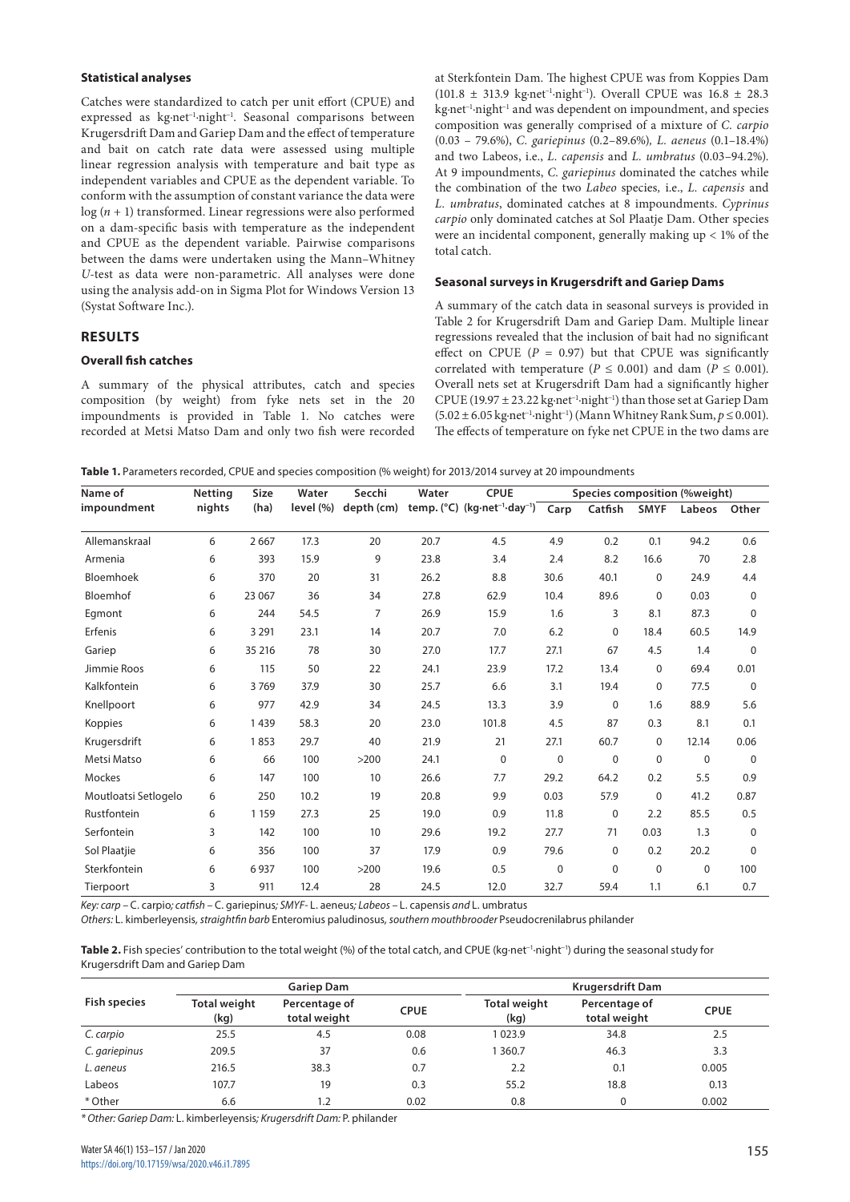### Statistical analyses

Catches were standardized to catch per unit effort (CPUE) and expressed as kg·net$^{-1}$·night$^{-1}$. Seasonal comparisons between Krugersdrift Dam and Gariep Dam and the effect of temperature and bait on catch rate data were assessed using multiple linear regression analysis with temperature and bait type as independent variables and CPUE as the dependent variable. To conform with the assumption of constant variance the data were log ($n$ + 1) transformed. Linear regressions were also performed on a dam-specific basis with temperature as the independent and CPUE as the dependent variable. Pairwise comparisons between the dams were undertaken using the Mann–Whitney *U*-test as data were non-parametric. All analyses were done using the analysis add-on in Sigma Plot for Windows Version 13 (Systat Software Inc.).

## RESULTS

### Overall fish catches

A summary of the physical attributes, catch and species composition (by weight) from fyke nets set in the 20 impoundments is provided in Table 1. No catches were recorded at Metsi Matso Dam and only two fish were recorded at Sterkfontein Dam. The highest CPUE was from Koppies Dam (101.8 ± 313.9 kg·net$^{-1}$·night$^{-1}$). Overall CPUE was 16.8 ± 28.3 kg·net$^{-1}$·night$^{-1}$ and was dependent on impoundment, and species composition was generally comprised of a mixture of *C. carpio* (0.03 – 79.6%), *C. gariepinus* (0.2–89.6%), *L. aeneus* (0.1–18.4%) and two Labeos, i.e., *L. capensis* and *L. umbratus* (0.03–94.2%). At 9 impoundments, *C. gariepinus* dominated the catches while the combination of the two *Labeo* species, i.e., *L. capensis* and *L. umbratus*, dominated catches at 8 impoundments. *Cyprinus carpio* only dominated catches at Sol Plaatje Dam. Other species were an incidental component, generally making up < 1% of the total catch.

### Seasonal surveys in Krugersdrift and Gariep Dams

A summary of the catch data in seasonal surveys is provided in Table 2 for Krugersdrift Dam and Gariep Dam. Multiple linear regressions revealed that the inclusion of bait had no significant effect on CPUE ($P$ = 0.97) but that CPUE was significantly correlated with temperature ($P \leq 0.001$) and dam ($P \leq 0.001$). Overall nets set at Krugersdrift Dam had a significantly higher CPUE (19.97 ± 23.22 kg·net$^{-1}$·night$^{-1}$) than those set at Gariep Dam (5.02 ± 6.05 kg·net$^{-1}$·night$^{-1}$) (Mann Whitney Rank Sum, $p \leq 0.001$). The effects of temperature on fyke net CPUE in the two dams are

**Table 1.** Parameters recorded, CPUE and species composition (% weight) for 2013/2014 survey at 20 impoundments

| Name of impoundment | Netting nights | Size (ha) | Water level (%) | Secchi depth (cm) | Water temp. (°C) | CPUE (kg·net$^{-1}$·day$^{-1}$) | Species composition (%weight) | | | | |
|---|---|---|---|---|---|---|---|---|---|---|---|
| | | | | | | | Carp | Catfish | SMYF | Labeos | Other |
| Allemanskraal | 6 | 2 667 | 17.3 | 20 | 20.7 | 4.5 | 4.9 | 0.2 | 0.1 | 94.2 | 0.6 |
| Armenia | 6 | 393 | 15.9 | 9 | 23.8 | 3.4 | 2.4 | 8.2 | 16.6 | 70 | 2.8 |
| Bloemhoek | 6 | 370 | 20 | 31 | 26.2 | 8.8 | 30.6 | 40.1 | 0 | 24.9 | 4.4 |
| Bloemhof | 6 | 23 067 | 36 | 34 | 27.8 | 62.9 | 10.4 | 89.6 | 0 | 0.03 | 0 |
| Egmont | 6 | 244 | 54.5 | 7 | 26.9 | 15.9 | 1.6 | 3 | 8.1 | 87.3 | 0 |
| Erfenis | 6 | 3 291 | 23.1 | 14 | 20.7 | 7.0 | 6.2 | 0 | 18.4 | 60.5 | 14.9 |
| Gariep | 6 | 35 216 | 78 | 30 | 27.0 | 17.7 | 27.1 | 67 | 4.5 | 1.4 | 0 |
| Jimmie Roos | 6 | 115 | 50 | 22 | 24.1 | 23.9 | 17.2 | 13.4 | 0 | 69.4 | 0.01 |
| Kalkfontein | 6 | 3 769 | 37.9 | 30 | 25.7 | 6.6 | 3.1 | 19.4 | 0 | 77.5 | 0 |
| Knellpoort | 6 | 977 | 42.9 | 34 | 24.5 | 13.3 | 3.9 | 0 | 1.6 | 88.9 | 5.6 |
| Koppies | 6 | 1 439 | 58.3 | 20 | 23.0 | 101.8 | 4.5 | 87 | 0.3 | 8.1 | 0.1 |
| Krugersdrift | 6 | 1 853 | 29.7 | 40 | 21.9 | 21 | 27.1 | 60.7 | 0 | 12.14 | 0.06 |
| Metsi Matso | 6 | 66 | 100 | >200 | 24.1 | 0 | 0 | 0 | 0 | 0 | 0 |
| Mockes | 6 | 147 | 100 | 10 | 26.6 | 7.7 | 29.2 | 64.2 | 0.2 | 5.5 | 0.9 |
| Moutloatsi Setlogelo | 6 | 250 | 10.2 | 19 | 20.8 | 9.9 | 0.03 | 57.9 | 0 | 41.2 | 0.87 |
| Rustfontein | 6 | 1 159 | 27.3 | 25 | 19.0 | 0.9 | 11.8 | 0 | 2.2 | 85.5 | 0.5 |
| Serfontein | 3 | 142 | 100 | 10 | 29.6 | 19.2 | 27.7 | 71 | 0.03 | 1.3 | 0 |
| Sol Plaatjie | 6 | 356 | 100 | 37 | 17.9 | 0.9 | 79.6 | 0 | 0.2 | 20.2 | 0 |
| Sterkfontein | 6 | 6 937 | 100 | >200 | 19.6 | 0.5 | 0 | 0 | 0 | 0 | 100 |
| Tierpoort | 3 | 911 | 12.4 | 28 | 24.5 | 12.0 | 32.7 | 59.4 | 1.1 | 6.1 | 0.7 |

*Key: carp –* C. carpio*; catfish –* C. gariepinus*; SMYF-* L. aeneus*; Labeos –* L. capensis *and* L. umbratus

*Others:* L. kimberleyensis, *straightfin barb* Enteromius paludinosus, *southern mouthbrooder* Pseudocrenilabrus philander

**Table 2.** Fish species' contribution to the total weight (%) of the total catch, and CPUE (kg·net$^{-1}$·night$^{-1}$) during the seasonal study for Krugersdrift Dam and Gariep Dam

| Fish species | Gariep Dam | | | Krugersdrift Dam | | |
|---|---|---|---|---|---|---|
| | Total weight (kg) | Percentage of total weight | CPUE | Total weight (kg) | Percentage of total weight | CPUE |
| *C. carpio* | 25.5 | 4.5 | 0.08 | 1 023.9 | 34.8 | 2.5 |
| *C. gariepinus* | 209.5 | 37 | 0.6 | 1 360.7 | 46.3 | 3.3 |
| *L. aeneus* | 216.5 | 38.3 | 0.7 | 2.2 | 0.1 | 0.005 |
| Labeos | 107.7 | 19 | 0.3 | 55.2 | 18.8 | 0.13 |
| *Other | 6.6 | 1.2 | 0.02 | 0.8 | 0 | 0.002 |

*\* Other: Gariep Dam:* L. kimberleyensis*; Krugersdrift Dam:* P. philander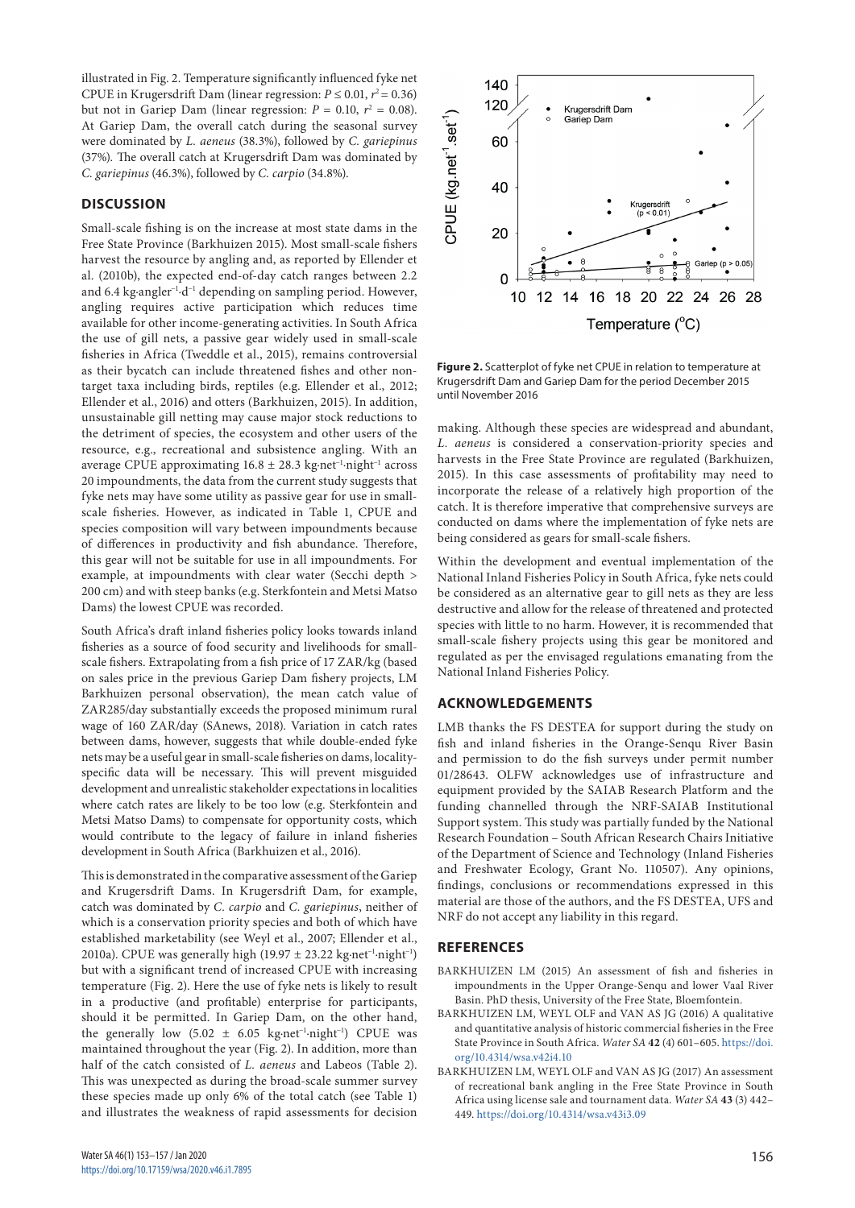illustrated in Fig. 2. Temperature significantly influenced fyke net CPUE in Krugersdrift Dam (linear regression: $P \leq 0.01$, $r^2 = 0.36$) but not in Gariep Dam (linear regression: $P = 0.10$, $r^2 = 0.08$). At Gariep Dam, the overall catch during the seasonal survey were dominated by *L. aeneus* (38.3%), followed by *C. gariepinus* (37%). The overall catch at Krugersdrift Dam was dominated by *C. gariepinus* (46.3%), followed by *C. carpio* (34.8%).

## DISCUSSION

Small-scale fishing is on the increase at most state dams in the Free State Province (Barkhuizen 2015). Most small-scale fishers harvest the resource by angling and, as reported by Ellender et al. (2010b), the expected end-of-day catch ranges between 2.2 and 6.4 kg·angler$^{-1}$·d$^{-1}$ depending on sampling period. However, angling requires active participation which reduces time available for other income-generating activities. In South Africa the use of gill nets, a passive gear widely used in small-scale fisheries in Africa (Tweddle et al., 2015), remains controversial as their bycatch can include threatened fishes and other non-target taxa including birds, reptiles (e.g. Ellender et al., 2012; Ellender et al., 2016) and otters (Barkhuizen, 2015). In addition, unsustainable gill netting may cause major stock reductions to the detriment of species, the ecosystem and other users of the resource, e.g., recreational and subsistence angling. With an average CPUE approximating 16.8 ± 28.3 kg·net$^{-1}$·night$^{-1}$ across 20 impoundments, the data from the current study suggests that fyke nets may have some utility as passive gear for use in small-scale fisheries. However, as indicated in Table 1, CPUE and species composition will vary between impoundments because of differences in productivity and fish abundance. Therefore, this gear will not be suitable for use in all impoundments. For example, at impoundments with clear water (Secchi depth > 200 cm) and with steep banks (e.g. Sterkfontein and Metsi Matso Dams) the lowest CPUE was recorded.

South Africa's draft inland fisheries policy looks towards inland fisheries as a source of food security and livelihoods for small-scale fishers. Extrapolating from a fish price of 17 ZAR/kg (based on sales price in the previous Gariep Dam fishery projects, LM Barkhuizen personal observation), the mean catch value of ZAR285/day substantially exceeds the proposed minimum rural wage of 160 ZAR/day (SAnews, 2018). Variation in catch rates between dams, however, suggests that while double-ended fyke nets may be a useful gear in small-scale fisheries on dams, locality-specific data will be necessary. This will prevent misguided development and unrealistic stakeholder expectations in localities where catch rates are likely to be too low (e.g. Sterkfontein and Metsi Matso Dams) to compensate for opportunity costs, which would contribute to the legacy of failure in inland fisheries development in South Africa (Barkhuizen et al., 2016).

This is demonstrated in the comparative assessment of the Gariep and Krugersdrift Dams. In Krugersdrift Dam, for example, catch was dominated by *C. carpio* and *C. gariepinus*, neither of which is a conservation priority species and both of which have established marketability (see Weyl et al., 2007; Ellender et al., 2010a). CPUE was generally high (19.97 ± 23.22 kg·net$^{-1}$·night$^{-1}$) but with a significant trend of increased CPUE with increasing temperature (Fig. 2). Here the use of fyke nets is likely to result in a productive (and profitable) enterprise for participants, should it be permitted. In Gariep Dam, on the other hand, the generally low (5.02 ± 6.05 kg·net$^{-1}$·night$^{-1}$) CPUE was maintained throughout the year (Fig. 2). In addition, more than half of the catch consisted of *L. aeneus* and Labeos (Table 2). This was unexpected as during the broad-scale summer survey these species made up only 6% of the total catch (see Table 1) and illustrates the weakness of rapid assessments for decision making. Although these species are widespread and abundant, *L. aeneus* is considered a conservation-priority species and harvests in the Free State Province are regulated (Barkhuizen, 2015). In this case assessments of profitability may need to incorporate the release of a relatively high proportion of the catch. It is therefore imperative that comprehensive surveys are conducted on dams where the implementation of fyke nets are being considered as gears for small-scale fishers.

**Figure 2.** Scatterplot of fyke net CPUE in relation to temperature at Krugersdrift Dam and Gariep Dam for the period December 2015 until November 2016

Within the development and eventual implementation of the National Inland Fisheries Policy in South Africa, fyke nets could be considered as an alternative gear to gill nets as they are less destructive and allow for the release of threatened and protected species with little to no harm. However, it is recommended that small-scale fishery projects using this gear be monitored and regulated as per the envisaged regulations emanating from the National Inland Fisheries Policy.

## ACKNOWLEDGEMENTS

LMB thanks the FS DESTEA for support during the study on fish and inland fisheries in the Orange-Senqu River Basin and permission to do the fish surveys under permit number 01/28643. OLFW acknowledges use of infrastructure and equipment provided by the SAIAB Research Platform and the funding channelled through the NRF-SAIAB Institutional Support system. This study was partially funded by the National Research Foundation – South African Research Chairs Initiative of the Department of Science and Technology (Inland Fisheries and Freshwater Ecology, Grant No. 110507). Any opinions, findings, conclusions or recommendations expressed in this material are those of the authors, and the FS DESTEA, UFS and NRF do not accept any liability in this regard.

## REFERENCES

BARKHUIZEN LM (2015) An assessment of fish and fisheries in impoundments in the Upper Orange-Senqu and lower Vaal River Basin. PhD thesis, University of the Free State, Bloemfontein.

BARKHUIZEN LM, WEYL OLF and VAN AS JG (2016) A qualitative and quantitative analysis of historic commercial fisheries in the Free State Province in South Africa. *Water SA* **42** (4) 601–605. https://doi.org/10.4314/wsa.v42i4.10

BARKHUIZEN LM, WEYL OLF and VAN AS JG (2017) An assessment of recreational bank angling in the Free State Province in South Africa using license sale and tournament data. *Water SA* **43** (3) 442–449. https://doi.org/10.4314/wsa.v43i3.09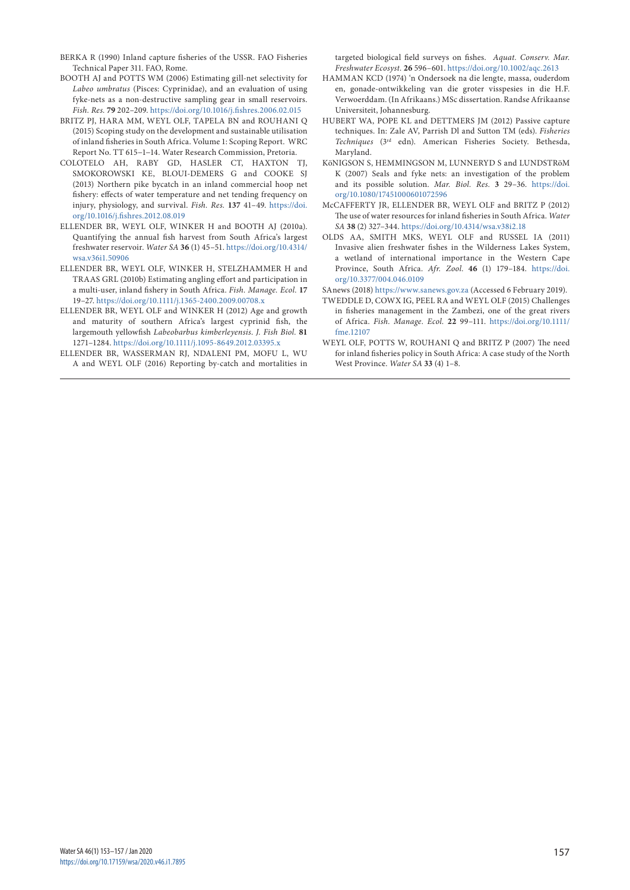BERKA R (1990) Inland capture fisheries of the USSR. FAO Fisheries Technical Paper 311. FAO, Rome.

BOOTH AJ and POTTS WM (2006) Estimating gill-net selectivity for *Labeo umbratus* (Pisces: Cyprinidae), and an evaluation of using fyke-nets as a non-destructive sampling gear in small reservoirs. *Fish. Res.* **79** 202–209. https://doi.org/10.1016/j.fishres.2006.02.015

BRITZ PJ, HARA MM, WEYL OLF, TAPELA BN and ROUHANI Q (2015) Scoping study on the development and sustainable utilisation of inland fisheries in South Africa. Volume 1: Scoping Report. WRC Report No. TT 615–1–14. Water Research Commission, Pretoria.

COLOTELO AH, RABY GD, HASLER CT, HAXTON TJ, SMOKOROWSKI KE, BLOUI-DEMERS G and COOKE SJ (2013) Northern pike bycatch in an inland commercial hoop net fishery: effects of water temperature and net tending frequency on injury, physiology, and survival. *Fish. Res.* **137** 41–49. https://doi.org/10.1016/j.fishres.2012.08.019

ELLENDER BR, WEYL OLF, WINKER H and BOOTH AJ (2010a). Quantifying the annual fish harvest from South Africa's largest freshwater reservoir. *Water SA* **36** (1) 45–51. https://doi.org/10.4314/wsa.v36i1.50906

ELLENDER BR, WEYL OLF, WINKER H, STELZHAMMER H and TRAAS GRL (2010b) Estimating angling effort and participation in a multi-user, inland fishery in South Africa. *Fish. Manage. Ecol.* **17** 19–27. https://doi.org/10.1111/j.1365-2400.2009.00708.x

ELLENDER BR, WEYL OLF and WINKER H (2012) Age and growth and maturity of southern Africa's largest cyprinid fish, the largemouth yellowfish *Labeobarbus kimberleyensis*. *J. Fish Biol.* **81** 1271–1284. https://doi.org/10.1111/j.1095-8649.2012.03395.x

ELLENDER BR, WASSERMAN RJ, NDALENI PM, MOFU L, WU A and WEYL OLF (2016) Reporting by-catch and mortalities in targeted biological field surveys on fishes. *Aquat. Conserv. Mar. Freshwater Ecosyst.* **26** 596–601. https://doi.org/10.1002/aqc.2613

HAMMAN KCD (1974) 'n Ondersoek na die lengte, massa, ouderdom en, gonade-ontwikkeling van die groter visspesies in die H.F. Verwoerddam. (In Afrikaans.) MSc dissertation. Randse Afrikaanse Universiteit, Johannesburg.

HUBERT WA, POPE KL and DETTMERS JM (2012) Passive capture techniques. In: Zale AV, Parrish Dl and Sutton TM (eds). *Fisheries Techniques* (3rd edn). American Fisheries Society. Bethesda, Maryland.

KöNIGSON S, HEMMINGSON M, LUNNERYD S and LUNDSTRöM K (2007) Seals and fyke nets: an investigation of the problem and its possible solution. *Mar. Biol. Res.* **3** 29–36. https://doi.org/10.1080/17451000601072596

McCAFFERTY JR, ELLENDER BR, WEYL OLF and BRITZ P (2012) The use of water resources for inland fisheries in South Africa. *Water SA* **38** (2) 327–344. https://doi.org/10.4314/wsa.v38i2.18

OLDS AA, SMITH MKS, WEYL OLF and RUSSEL IA (2011) Invasive alien freshwater fishes in the Wilderness Lakes System, a wetland of international importance in the Western Cape Province, South Africa. *Afr. Zool.* **46** (1) 179–184. https://doi.org/10.3377/004.046.0109

SAnews (2018) https://www.sanews.gov.za (Accessed 6 February 2019).

TWEDDLE D, COWX IG, PEEL RA and WEYL OLF (2015) Challenges in fisheries management in the Zambezi, one of the great rivers of Africa. *Fish. Manage. Ecol.* **22** 99–111. https://doi.org/10.1111/fme.12107

WEYL OLF, POTTS W, ROUHANI Q and BRITZ P (2007) The need for inland fisheries policy in South Africa: A case study of the North West Province. *Water SA* **33** (4) 1–8.